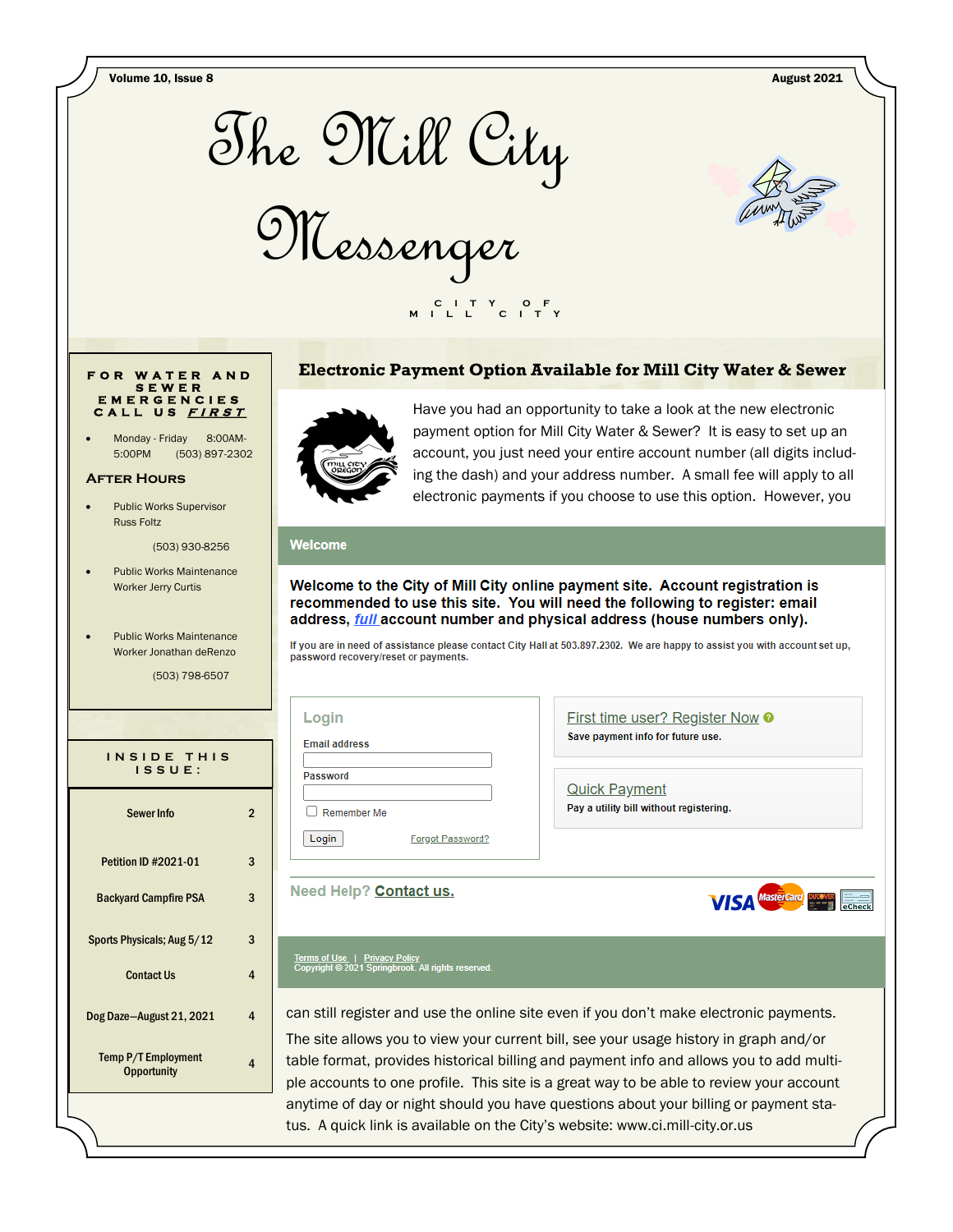Volume 10, Issue 8 — August 2021

# The Mill City Messenger

CITY OF MILL CITY

## For Water and Sewer Emergencies Call Us *First*

- Monday - Friday 8:00AM-5:00PM (503) 897-2302

### After Hours

- Public Works Supervisor Russ Foltz (503) 930-8256
- Public Works Maintenance Worker Jerry Curtis
- Public Works Maintenance Worker Jonathan deRenzo (503) 798-6507

## Inside This Issue:

| | |
|---|---|
| Sewer Info | 2 |
| Petition ID #2021-01 | 3 |
| Backyard Campfire PSA | 3 |
| Sports Physicals; Aug 5/12 | 3 |
| Contact Us | 4 |
| Dog Daze—August 21, 2021 | 4 |
| Temp P/T Employment Opportunity | 4 |

## Electronic Payment Option Available for Mill City Water & Sewer

Have you had an opportunity to take a look at the new electronic payment option for Mill City Water & Sewer? It is easy to set up an account, you just need your entire account number (all digits including the dash) and your address number. A small fee will apply to all electronic payments if you choose to use this option. However, you

**Welcome**

**Welcome to the City of Mill City online payment site. Account registration is recommended to use this site. You will need the following to register: email address, *full* account number and physical address (house numbers only).**

If you are in need of assistance please contact City Hall at 503.897.2302. We are happy to assist you with account set up, password recovery/reset or payments.

Login

Email address

Password

Remember Me

Login | Forgot Password?

First time user? Register Now

Save payment info for future use.

Quick Payment

Pay a utility bill without registering.

Need Help? Contact us.

VISA MasterCard DISCOVER eCheck

Terms of Use | Privacy Policy
Copyright © 2021 Springbrook. All rights reserved.

can still register and use the online site even if you don't make electronic payments. The site allows you to view your current bill, see your usage history in graph and/or table format, provides historical billing and payment info and allows you to add multiple accounts to one profile. This site is a great way to be able to review your account anytime of day or night should you have questions about your billing or payment status. A quick link is available on the City's website: www.ci.mill-city.or.us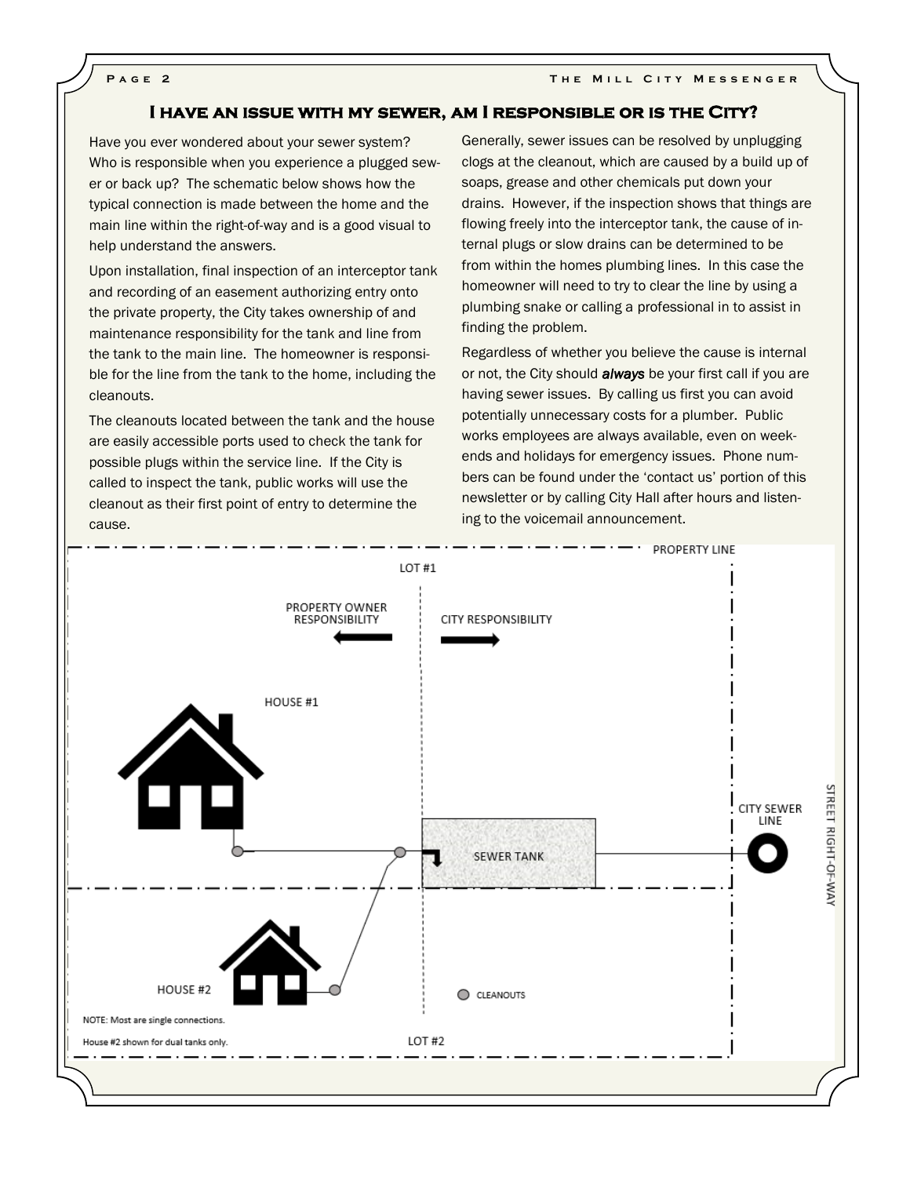## I have an issue with my sewer, am I responsible or is the City?

Have you ever wondered about your sewer system? Who is responsible when you experience a plugged sewer or back up? The schematic below shows how the typical connection is made between the home and the main line within the right-of-way and is a good visual to help understand the answers.

Upon installation, final inspection of an interceptor tank and recording of an easement authorizing entry onto the private property, the City takes ownership of and maintenance responsibility for the tank and line from the tank to the main line. The homeowner is responsible for the line from the tank to the home, including the cleanouts.

The cleanouts located between the tank and the house are easily accessible ports used to check the tank for possible plugs within the service line. If the City is called to inspect the tank, public works will use the cleanout as their first point of entry to determine the cause.

Generally, sewer issues can be resolved by unplugging clogs at the cleanout, which are caused by a build up of soaps, grease and other chemicals put down your drains. However, if the inspection shows that things are flowing freely into the interceptor tank, the cause of internal plugs or slow drains can be determined to be from within the homes plumbing lines. In this case the homeowner will need to try to clear the line by using a plumbing snake or calling a professional in to assist in finding the problem.

Regardless of whether you believe the cause is internal or not, the City should ***always*** be your first call if you are having sewer issues. By calling us first you can avoid potentially unnecessary costs for a plumber. Public works employees are always available, even on weekends and holidays for emergency issues. Phone numbers can be found under the 'contact us' portion of this newsletter or by calling City Hall after hours and listening to the voicemail announcement.

PROPERTY LINE

LOT #1

PROPERTY OWNER RESPONSIBILITY

CITY RESPONSIBILITY

HOUSE #1

SEWER TANK

CITY SEWER LINE

STREET RIGHT-OF-WAY

HOUSE #2

CLEANOUTS

LOT #2

NOTE: Most are single connections.

House #2 shown for dual tanks only.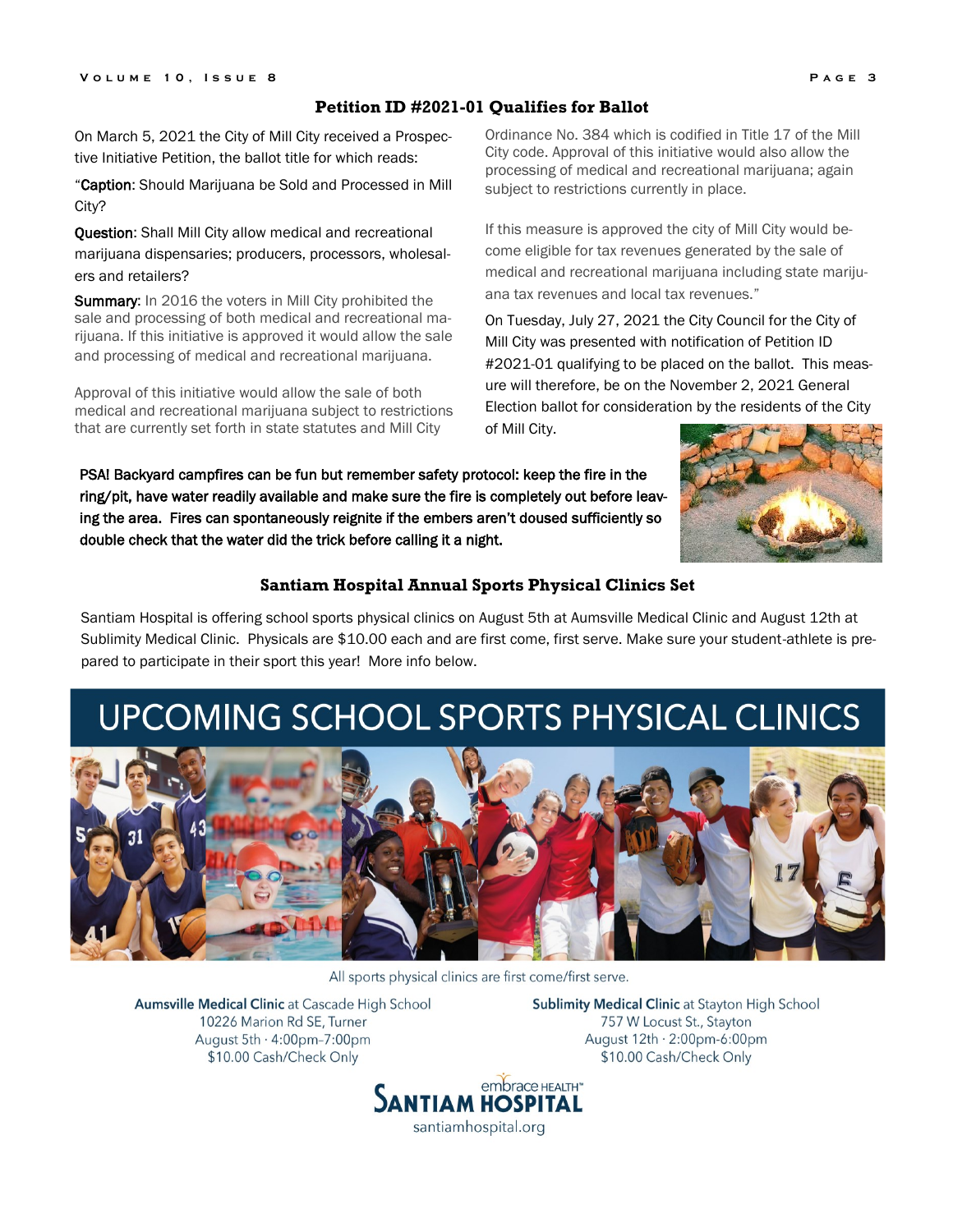## Petition ID #2021-01 Qualifies for Ballot

On March 5, 2021 the City of Mill City received a Prospective Initiative Petition, the ballot title for which reads:

"**Caption**: Should Marijuana be Sold and Processed in Mill City?

**Question**: Shall Mill City allow medical and recreational marijuana dispensaries; producers, processors, wholesalers and retailers?

**Summary**: In 2016 the voters in Mill City prohibited the sale and processing of both medical and recreational marijuana. If this initiative is approved it would allow the sale and processing of medical and recreational marijuana.

Approval of this initiative would allow the sale of both medical and recreational marijuana subject to restrictions that are currently set forth in state statutes and Mill City Ordinance No. 384 which is codified in Title 17 of the Mill City code. Approval of this initiative would also allow the processing of medical and recreational marijuana; again subject to restrictions currently in place.

If this measure is approved the city of Mill City would become eligible for tax revenues generated by the sale of medical and recreational marijuana including state marijuana tax revenues and local tax revenues."

On Tuesday, July 27, 2021 the City Council for the City of Mill City was presented with notification of Petition ID #2021-01 qualifying to be placed on the ballot. This measure will therefore, be on the November 2, 2021 General Election ballot for consideration by the residents of the City of Mill City.

**PSA! Backyard campfires can be fun but remember safety protocol: keep the fire in the ring/pit, have water readily available and make sure the fire is completely out before leaving the area. Fires can spontaneously reignite if the embers aren't doused sufficiently so double check that the water did the trick before calling it a night.**

## Santiam Hospital Annual Sports Physical Clinics Set

Santiam Hospital is offering school sports physical clinics on August 5th at Aumsville Medical Clinic and August 12th at Sublimity Medical Clinic. Physicals are $10.00 each and are first come, first serve. Make sure your student-athlete is prepared to participate in their sport this year! More info below.

# UPCOMING SCHOOL SPORTS PHYSICAL CLINICS

All sports physical clinics are first come/first serve.

**Aumsville Medical Clinic** at Cascade High School
10226 Marion Rd SE, Turner
August 5th · 4:00pm-7:00pm
$10.00 Cash/Check Only

**Sublimity Medical Clinic** at Stayton High School
757 W Locust St., Stayton
August 12th · 2:00pm-6:00pm
$10.00 Cash/Check Only

embrace HEALTH™
SANTIAM HOSPITAL
santiamhospital.org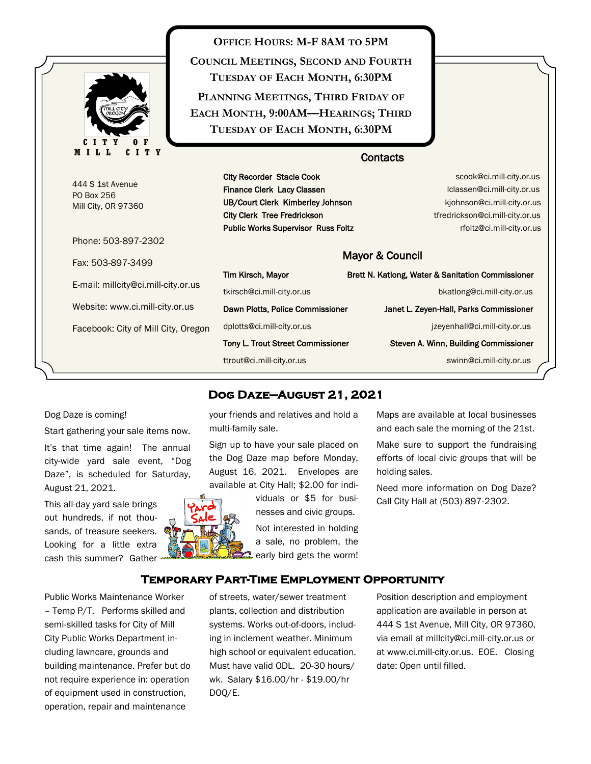**Office Hours: M-F 8AM to 5PM**

**Council Meetings, Second and Fourth Tuesday of Each Month, 6:30PM**

**Planning Meetings, Third Friday of Each Month, 9:00AM—Hearings; Third Tuesday of Each Month, 6:30PM**

CITY OF MILL CITY

444 S 1st Avenue
PO Box 256
Mill City, OR 97360

Phone: 503-897-2302

Fax: 503-897-3499

E-mail: millcity@ci.mill-city.or.us

Website: www.ci.mill-city.or.us

Facebook: City of Mill City, Oregon

## Contacts

| | |
|---|---|
| City Recorder Stacie Cook | scook@ci.mill-city.or.us |
| Finance Clerk Lacy Classen | lclassen@ci.mill-city.or.us |
| UB/Court Clerk Kimberley Johnson | kjohnson@ci.mill-city.or.us |
| City Clerk Tree Fredrickson | tfredrickson@ci.mill-city.or.us |
| Public Works Supervisor Russ Foltz | rfoltz@ci.mill-city.or.us |

## Mayor & Council

**Tim Kirsch, Mayor**
tkirsch@ci.mill-city.or.us

**Brett N. Katlong, Water & Sanitation Commissioner**
bkatlong@ci.mill-city.or.us

**Dawn Plotts, Police Commissioner**
dplotts@ci.mill-city.or.us

**Janet L. Zeyen-Hall, Parks Commissioner**
jzeyenhall@ci.mill-city.or.us

**Tony L. Trout Street Commissioner**
ttrout@ci.mill-city.or.us

**Steven A. Winn, Building Commissioner**
swinn@ci.mill-city.or.us

## Dog Daze—August 21, 2021

Dog Daze is coming!

Start gathering your sale items now.

It's that time again! The annual city-wide yard sale event, "Dog Daze", is scheduled for Saturday, August 21, 2021.

This all-day yard sale brings out hundreds, if not thousands, of treasure seekers. Looking for a little extra cash this summer? Gather your friends and relatives and hold a multi-family sale.

Sign up to have your sale placed on the Dog Daze map before Monday, August 16, 2021. Envelopes are available at City Hall; $2.00 for individuals or $5 for businesses and civic groups.

Not interested in holding a sale, no problem, the early bird gets the worm!

Maps are available at local businesses and each sale the morning of the 21st.

Make sure to support the fundraising efforts of local civic groups that will be holding sales.

Need more information on Dog Daze? Call City Hall at (503) 897-2302.

## Temporary Part-Time Employment Opportunity

Public Works Maintenance Worker – Temp P/T. Performs skilled and semi-skilled tasks for City of Mill City Public Works Department including lawncare, grounds and building maintenance. Prefer but do not require experience in: operation of equipment used in construction, operation, repair and maintenance of streets, water/sewer treatment plants, collection and distribution systems. Works out-of-doors, including in inclement weather. Minimum high school or equivalent education. Must have valid ODL. 20-30 hours/wk. Salary $16.00/hr - $19.00/hr DOQ/E.

Position description and employment application are available in person at 444 S 1st Avenue, Mill City, OR 97360, via email at millcity@ci.mill-city.or.us or at www.ci.mill-city.or.us. EOE. Closing date: Open until filled.